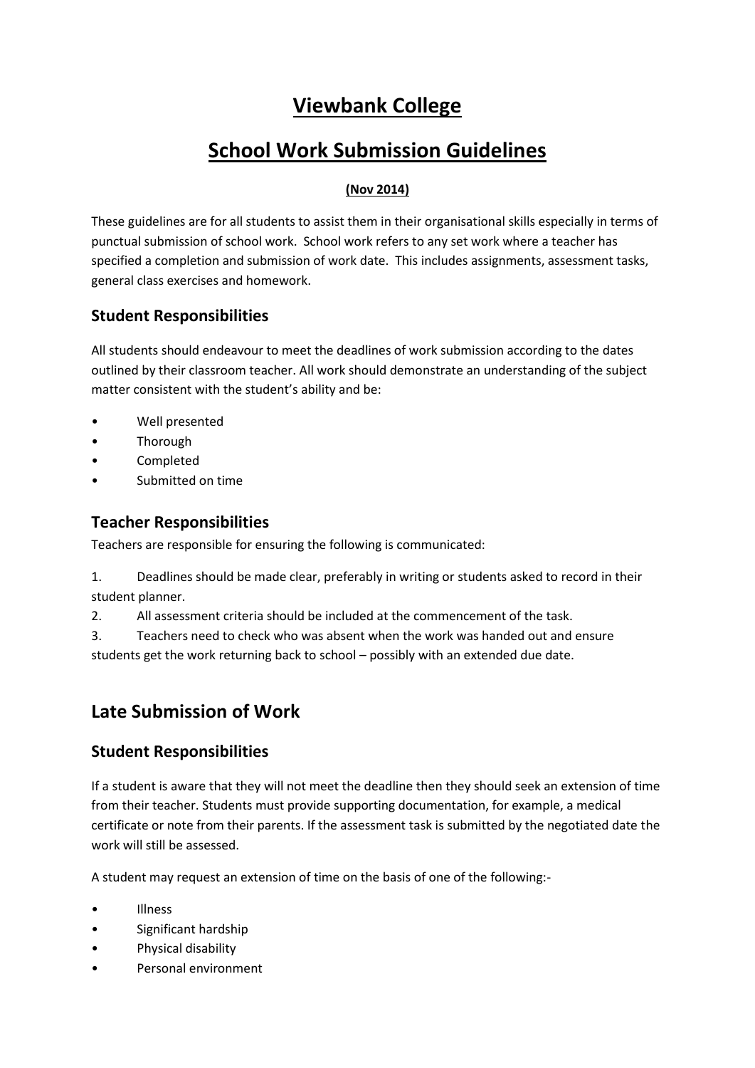# Viewbank College

# School Work Submission Guidelines

**(Nov 2014)**

These guidelines are for all students to assist them in their organisational skills especially in terms of punctual submission of school work. School work refers to any set work where a teacher has specified a completion and submission of work date. This includes assignments, assessment tasks, general class exercises and homework.

### Student Responsibilities

All students should endeavour to meet the deadlines of work submission according to the dates outlined by their classroom teacher. All work should demonstrate an understanding of the subject matter consistent with the student's ability and be:

- Well presented
- Thorough
- Completed
- Submitted on time

### Teacher Responsibilities

Teachers are responsible for ensuring the following is communicated:

1. Deadlines should be made clear, preferably in writing or students asked to record in their student planner.
2. All assessment criteria should be included at the commencement of the task.
3. Teachers need to check who was absent when the work was handed out and ensure students get the work returning back to school – possibly with an extended due date.

## Late Submission of Work

### Student Responsibilities

If a student is aware that they will not meet the deadline then they should seek an extension of time from their teacher. Students must provide supporting documentation, for example, a medical certificate or note from their parents. If the assessment task is submitted by the negotiated date the work will still be assessed.

A student may request an extension of time on the basis of one of the following:-

- Illness
- Significant hardship
- Physical disability
- Personal environment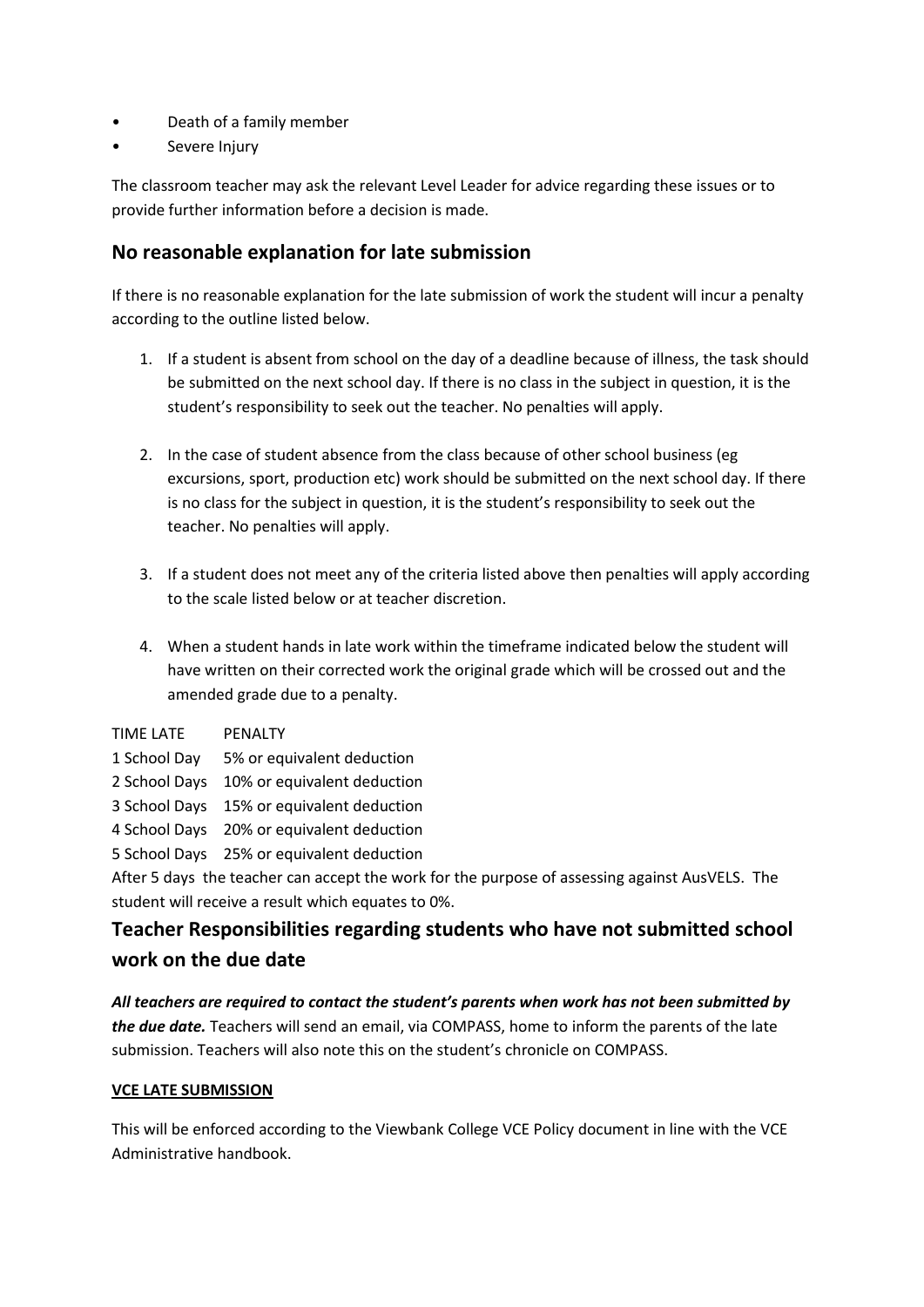- Death of a family member
- Severe Injury

The classroom teacher may ask the relevant Level Leader for advice regarding these issues or to provide further information before a decision is made.

## No reasonable explanation for late submission

If there is no reasonable explanation for the late submission of work the student will incur a penalty according to the outline listed below.

1. If a student is absent from school on the day of a deadline because of illness, the task should be submitted on the next school day. If there is no class in the subject in question, it is the student's responsibility to seek out the teacher. No penalties will apply.

2. In the case of student absence from the class because of other school business (eg excursions, sport, production etc) work should be submitted on the next school day. If there is no class for the subject in question, it is the student's responsibility to seek out the teacher. No penalties will apply.

3. If a student does not meet any of the criteria listed above then penalties will apply according to the scale listed below or at teacher discretion.

4. When a student hands in late work within the timeframe indicated below the student will have written on their corrected work the original grade which will be crossed out and the amended grade due to a penalty.

| TIME LATE | PENALTY |
| --- | --- |
| 1 School Day | 5% or equivalent deduction |
| 2 School Days | 10% or equivalent deduction |
| 3 School Days | 15% or equivalent deduction |
| 4 School Days | 20% or equivalent deduction |
| 5 School Days | 25% or equivalent deduction |

After 5 days the teacher can accept the work for the purpose of assessing against AusVELS. The student will receive a result which equates to 0%.

## Teacher Responsibilities regarding students who have not submitted school work on the due date

***All teachers are required to contact the student's parents when work has not been submitted by the due date.*** Teachers will send an email, via COMPASS, home to inform the parents of the late submission. Teachers will also note this on the student's chronicle on COMPASS.

**VCE LATE SUBMISSION**

This will be enforced according to the Viewbank College VCE Policy document in line with the VCE Administrative handbook.